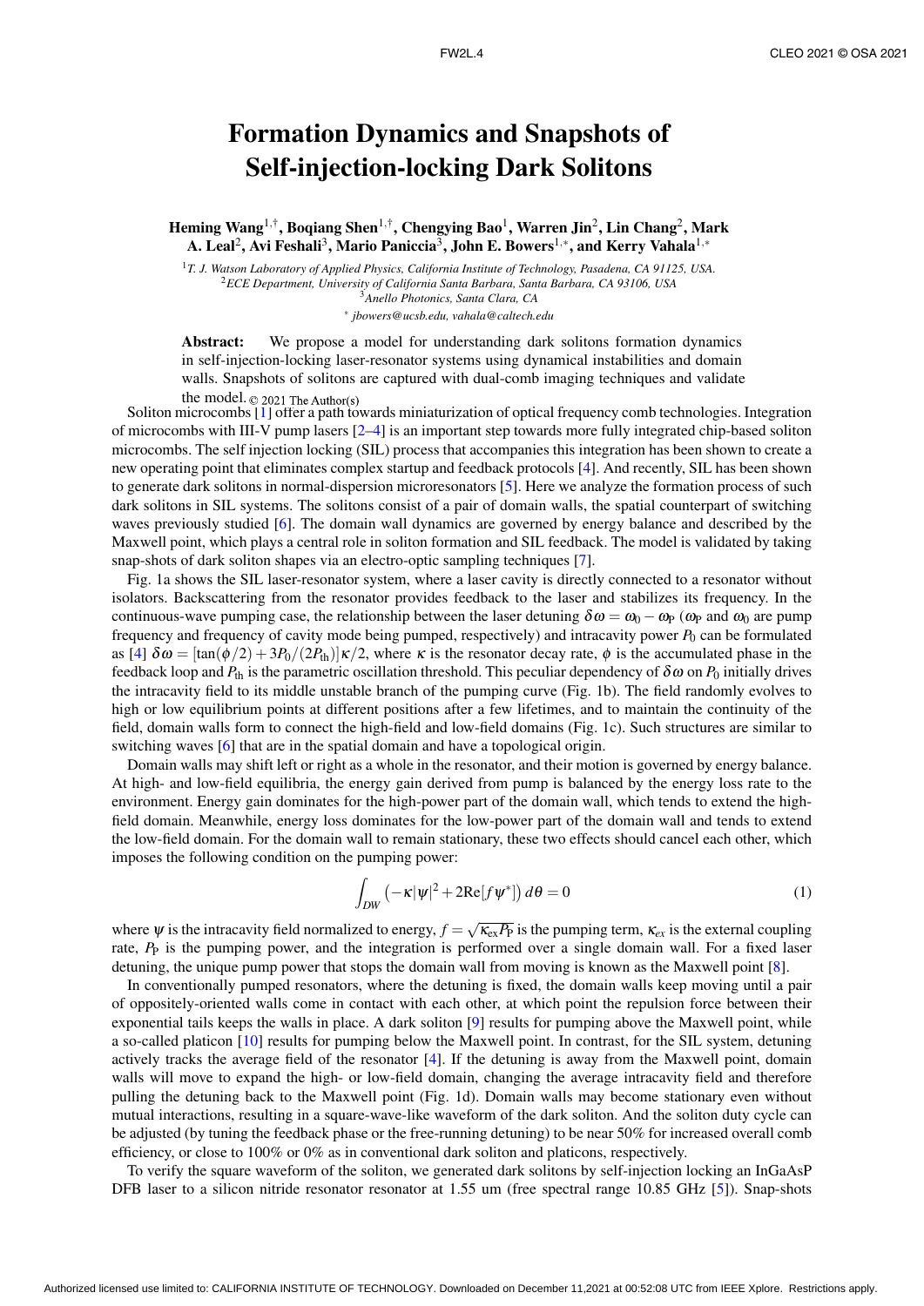# Formation Dynamics and Snapshots of Self-injection-locking Dark Solitons

**Heming Wang[1,†], Boqiang Shen[1,†], Chengying Bao[1], Warren Jin[2], Lin Chang[2], Mark A. Leal[2], Avi Feshali[3], Mario Paniccia[3], John E. Bowers[1,*], and Kerry Vahala[1,*]**

[1] *T. J. Watson Laboratory of Applied Physics, California Institute of Technology, Pasadena, CA 91125, USA.*
[2] *ECE Department, University of California Santa Barbara, Santa Barbara, CA 93106, USA*
[3] *Anello Photonics, Santa Clara, CA*
[*] *jbowers@ucsb.edu, vahala@caltech.edu*

**Abstract:** We propose a model for understanding dark solitons formation dynamics in self-injection-locking laser-resonator systems using dynamical instabilities and domain walls. Snapshots of solitons are captured with dual-comb imaging techniques and validate the model. © 2021 The Author(s)

Soliton microcombs [1] offer a path towards miniaturization of optical frequency comb technologies. Integration of microcombs with III-V pump lasers [2–4] is an important step towards more fully integrated chip-based soliton microcombs. The self injection locking (SIL) process that accompanies this integration has been shown to create a new operating point that eliminates complex startup and feedback protocols [4]. And recently, SIL has been shown to generate dark solitons in normal-dispersion microresonators [5]. Here we analyze the formation process of such dark solitons in SIL systems. The solitons consist of a pair of domain walls, the spatial counterpart of switching waves previously studied [6]. The domain wall dynamics are governed by energy balance and described by the Maxwell point, which plays a central role in soliton formation and SIL feedback. The model is validated by taking snap-shots of dark soliton shapes via an electro-optic sampling techniques [7].

Fig. 1a shows the SIL laser-resonator system, where a laser cavity is directly connected to a resonator without isolators. Backscattering from the resonator provides feedback to the laser and stabilizes its frequency. In the continuous-wave pumping case, the relationship between the laser detuning $\delta\omega = \omega_0 - \omega_P$ ($\omega_P$ and $\omega_0$ are pump frequency and frequency of cavity mode being pumped, respectively) and intracavity power $P_0$ can be formulated as [4] $\delta\omega = [\tan(\phi/2) + 3P_0/(2P_{\rm th})]\kappa/2$, where $\kappa$ is the resonator decay rate, $\phi$ is the accumulated phase in the feedback loop and $P_{\rm th}$ is the parametric oscillation threshold. This peculiar dependency of $\delta\omega$ on $P_0$ initially drives the intracavity field to its middle unstable branch of the pumping curve (Fig. 1b). The field randomly evolves to high or low equilibrium points at different positions after a few lifetimes, and to maintain the continuity of the field, domain walls form to connect the high-field and low-field domains (Fig. 1c). Such structures are similar to switching waves [6] that are in the spatial domain and have a topological origin.

Domain walls may shift left or right as a whole in the resonator, and their motion is governed by energy balance. At high- and low-field equilibria, the energy gain derived from pump is balanced by the energy loss rate to the environment. Energy gain dominates for the high-power part of the domain wall, which tends to extend the high-field domain. Meanwhile, energy loss dominates for the low-power part of the domain wall and tends to extend the low-field domain. For the domain wall to remain stationary, these two effects should cancel each other, which imposes the following condition on the pumping power:

$$\int_{DW} \left(-\kappa|\psi|^2 + 2\mathrm{Re}[f\psi^*]\right) d\theta = 0 \tag{1}$$

where $\psi$ is the intracavity field normalized to energy, $f = \sqrt{\kappa_{\rm ex} P_{\rm P}}$ is the pumping term, $\kappa_{ex}$ is the external coupling rate, $P_{\rm P}$ is the pumping power, and the integration is performed over a single domain wall. For a fixed laser detuning, the unique pump power that stops the domain wall from moving is known as the Maxwell point [8].

In conventionally pumped resonators, where the detuning is fixed, the domain walls keep moving until a pair of oppositely-oriented walls come in contact with each other, at which point the repulsion force between their exponential tails keeps the walls in place. A dark soliton [9] results for pumping above the Maxwell point, while a so-called platicon [10] results for pumping below the Maxwell point. In contrast, for the SIL system, detuning actively tracks the average field of the resonator [4]. If the detuning is away from the Maxwell point, domain walls will move to expand the high- or low-field domain, changing the average intracavity field and therefore pulling the detuning back to the Maxwell point (Fig. 1d). Domain walls may become stationary even without mutual interactions, resulting in a square-wave-like waveform of the dark soliton. And the soliton duty cycle can be adjusted (by tuning the feedback phase or the free-running detuning) to be near 50% for increased overall comb efficiency, or close to 100% or 0% as in conventional dark soliton and platicons, respectively.

To verify the square waveform of the soliton, we generated dark solitons by self-injection locking an InGaAsP DFB laser to a silicon nitride resonator resonator at 1.55 um (free spectral range 10.85 GHz [5]). Snap-shots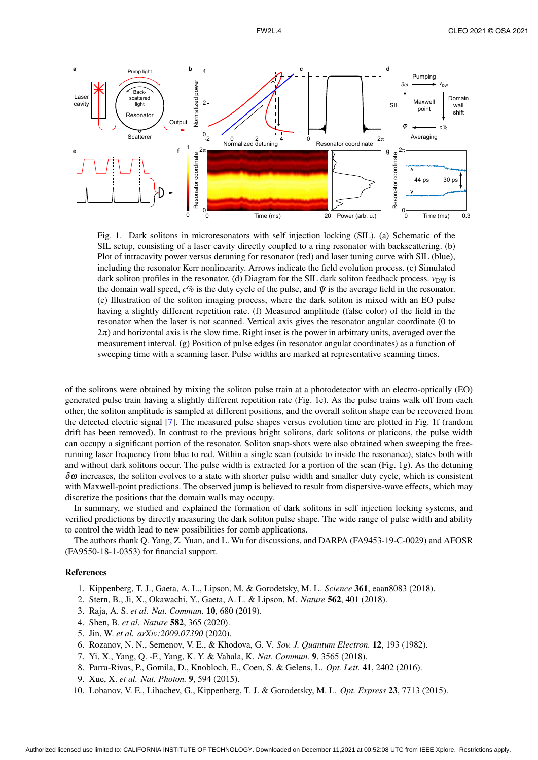a
Laser cavity
Pump light
Back-scattered light
Resonator
Output
Scatterer

b
Normalized power
4
2
0
-2
0
2
4
Normalized detuning

c
0
2π
Resonator coordinate

d
Pumping
$\delta\omega$
$v_{DW}$
SIL
Maxwell point
Domain wall shift
$\bar{\Psi}$
c%
Averaging

e

f
1
0
2π
0
Resonator coordinate
0
Time (ms)
20
Power (arb. u.)

g
2π
0
Resonator coordinate
44 ps
30 ps
0
Time (ms)
0.3

Fig. 1. Dark solitons in microresonators with self injection locking (SIL). (a) Schematic of the SIL setup, consisting of a laser cavity directly coupled to a ring resonator with backscattering. (b) Plot of intracavity power versus detuning for resonator (red) and laser tuning curve with SIL (blue), including the resonator Kerr nonlinearity. Arrows indicate the field evolution process. (c) Simulated dark soliton profiles in the resonator. (d) Diagram for the SIL dark soliton feedback process. $v_{\mathrm{DW}}$ is the domain wall speed, $c\%$ is the duty cycle of the pulse, and $\bar{\Psi}$ is the average field in the resonator. (e) Illustration of the soliton imaging process, where the dark soliton is mixed with an EO pulse having a slightly different repetition rate. (f) Measured amplitude (false color) of the field in the resonator when the laser is not scanned. Vertical axis gives the resonator angular coordinate (0 to $2\pi$) and horizontal axis is the slow time. Right inset is the power in arbitrary units, averaged over the measurement interval. (g) Position of pulse edges (in resonator angular coordinates) as a function of sweeping time with a scanning laser. Pulse widths are marked at representative scanning times.

of the solitons were obtained by mixing the soliton pulse train at a photodetector with an electro-optically (EO) generated pulse train having a slightly different repetition rate (Fig. 1e). As the pulse trains walk off from each other, the soliton amplitude is sampled at different positions, and the overall soliton shape can be recovered from the detected electric signal [7]. The measured pulse shapes versus evolution time are plotted in Fig. 1f (random drift has been removed). In contrast to the previous bright solitons, dark solitons or platicons, the pulse width can occupy a significant portion of the resonator. Soliton snap-shots were also obtained when sweeping the free-running laser frequency from blue to red. Within a single scan (outside to inside the resonance), states both with and without dark solitons occur. The pulse width is extracted for a portion of the scan (Fig. 1g). As the detuning $\delta\omega$ increases, the soliton evolves to a state with shorter pulse width and smaller duty cycle, which is consistent with Maxwell-point predictions. The observed jump is believed to result from dispersive-wave effects, which may discretize the positions that the domain walls may occupy.

In summary, we studied and explained the formation of dark solitons in self injection locking systems, and verified predictions by directly measuring the dark soliton pulse shape. The wide range of pulse width and ability to control the width lead to new possibilities for comb applications.

The authors thank Q. Yang, Z. Yuan, and L. Wu for discussions, and DARPA (FA9453-19-C-0029) and AFOSR (FA9550-18-1-0353) for financial support.

## References

1. Kippenberg, T. J., Gaeta, A. L., Lipson, M. & Gorodetsky, M. L. *Science* **361**, eaan8083 (2018).
2. Stern, B., Ji, X., Okawachi, Y., Gaeta, A. L. & Lipson, M. *Nature* **562**, 401 (2018).
3. Raja, A. S. *et al. Nat. Commun.* **10**, 680 (2019).
4. Shen, B. *et al. Nature* **582**, 365 (2020).
5. Jin, W. *et al. arXiv:2009.07390* (2020).
6. Rozanov, N. N., Semenov, V. E., & Khodova, G. V. *Sov. J. Quantum Electron.* **12**, 193 (1982).
7. Yi, X., Yang, Q. -F., Yang, K. Y. & Vahala, K. *Nat. Commun.* **9**, 3565 (2018).
8. Parra-Rivas, P., Gomila, D., Knobloch, E., Coen, S. & Gelens, L. *Opt. Lett.* **41**, 2402 (2016).
9. Xue, X. *et al. Nat. Photon.* **9**, 594 (2015).
10. Lobanov, V. E., Lihachev, G., Kippenberg, T. J. & Gorodetsky, M. L. *Opt. Express* **23**, 7713 (2015).